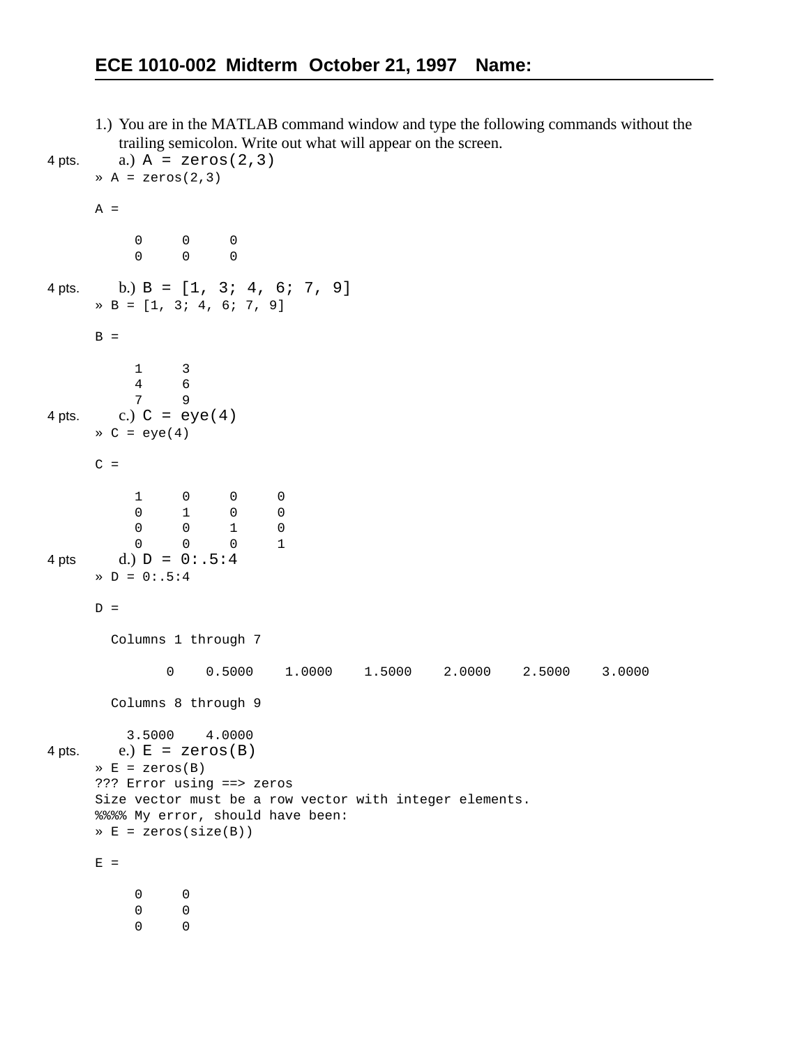## ECE 1010-002 Midterm October 21, 1997 Name:

1.) You are in the MATLAB command window and type the following commands without the trailing semicolon. Write out what will appear on the screen.

4 pts. a.) `A = zeros(2,3)`

```
» A = zeros(2,3)

A =

     0     0     0
     0     0     0
```

4 pts. b.) `B = [1, 3; 4, 6; 7, 9]`

```
» B = [1, 3; 4, 6; 7, 9]

B =

     1     3
     4     6
     7     9
```

4 pts. c.) `C = eye(4)`

```
» C = eye(4)

C =

     1     0     0     0
     0     1     0     0
     0     0     1     0
     0     0     0     1
```

4 pts d.) `D = 0:.5:4`

```
» D = 0:.5:4

D =

  Columns 1 through 7

         0    0.5000    1.0000    1.5000    2.0000    2.5000    3.0000

  Columns 8 through 9

    3.5000    4.0000
```

4 pts. e.) `E = zeros(B)`

```
» E = zeros(B)
??? Error using ==> zeros
Size vector must be a row vector with integer elements.
%%%% My error, should have been:
» E = zeros(size(B))

E =

     0     0
     0     0
     0     0
```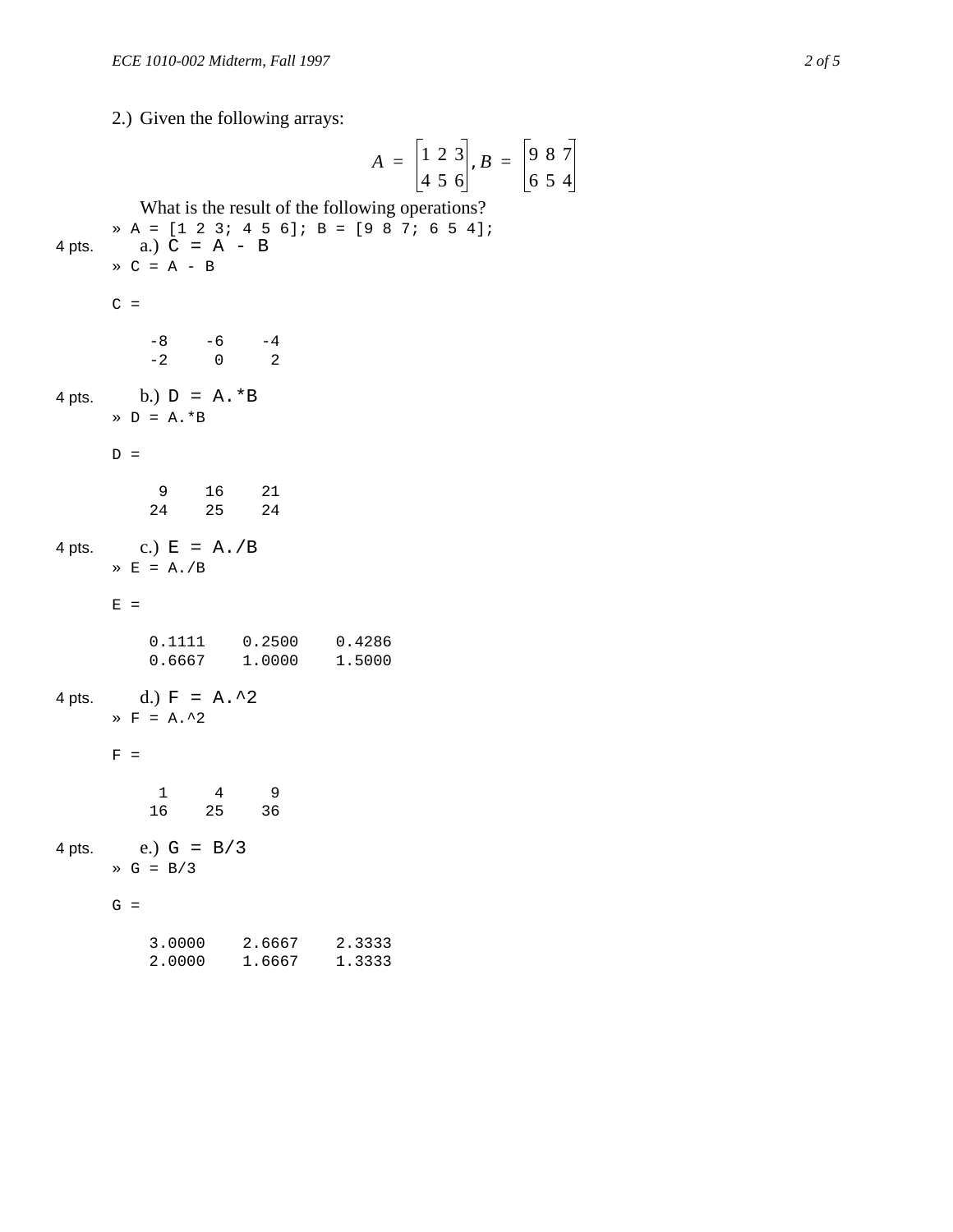2.) Given the following arrays:

$$A = \begin{bmatrix} 1 & 2 & 3 \\ 4 & 5 & 6 \end{bmatrix}, B = \begin{bmatrix} 9 & 8 & 7 \\ 6 & 5 & 4 \end{bmatrix}$$

What is the result of the following operations?

```
» A = [1 2 3; 4 5 6]; B = [9 8 7; 6 5 4];
```

4 pts. a.) `C = A - B`

```
» C = A - B

C =

    -8    -6    -4
    -2     0     2
```

4 pts. b.) `D = A.*B`

```
» D = A.*B

D =

     9    16    21
    24    25    24
```

4 pts. c.) `E = A./B`

```
» E = A./B

E =

    0.1111    0.2500    0.4286
    0.6667    1.0000    1.5000
```

4 pts. d.) `F = A.^2`

```
» F = A.^2

F =

     1     4     9
    16    25    36
```

4 pts. e.) `G = B/3`

```
» G = B/3

G =

    3.0000    2.6667    2.3333
    2.0000    1.6667    1.3333
```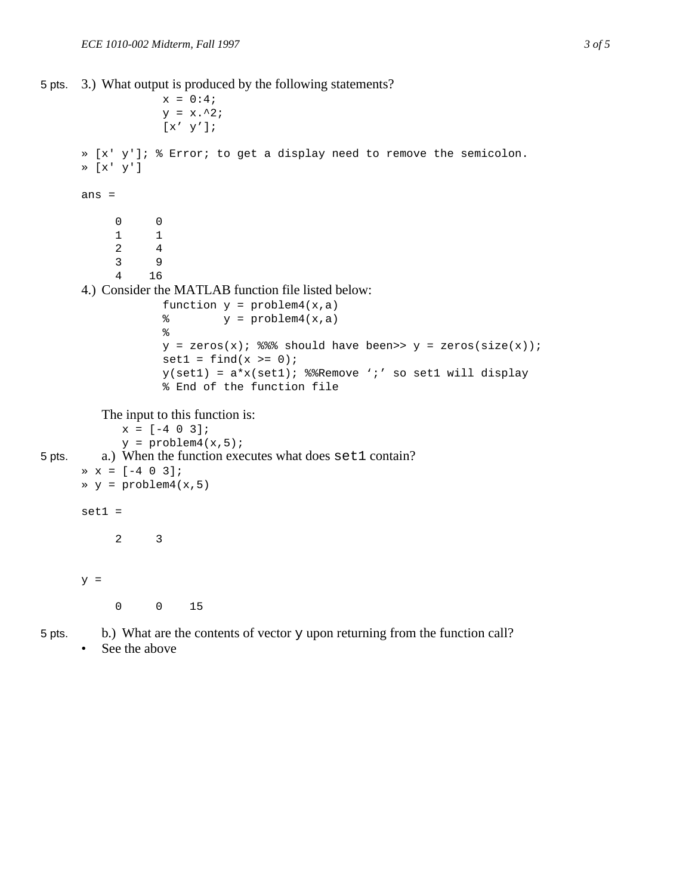5 pts. 3.) What output is produced by the following statements?

```
x = 0:4;
y = x.^2;
[x' y'];
```

```
» [x' y']; % Error; to get a display need to remove the semicolon.
» [x' y']

ans =

     0     0
     1     1
     2     4
     3     9
     4    16
```

4.) Consider the MATLAB function file listed below:

```
function y = problem4(x,a)
%        y = problem4(x,a)
%
y = zeros(x); %%% should have been>> y = zeros(size(x));
set1 = find(x >= 0);
y(set1) = a*x(set1); %%Remove ';' so set1 will display
% End of the function file
```

The input to this function is:

```
x = [-4 0 3];
y = problem4(x,5);
```

5 pts. a.) When the function executes what does `set1` contain?

```
» x = [-4 0 3];
» y = problem4(x,5)

set1 =

     2     3


y =

     0     0    15
```

5 pts. b.) What are the contents of vector `y` upon returning from the function call?

- See the above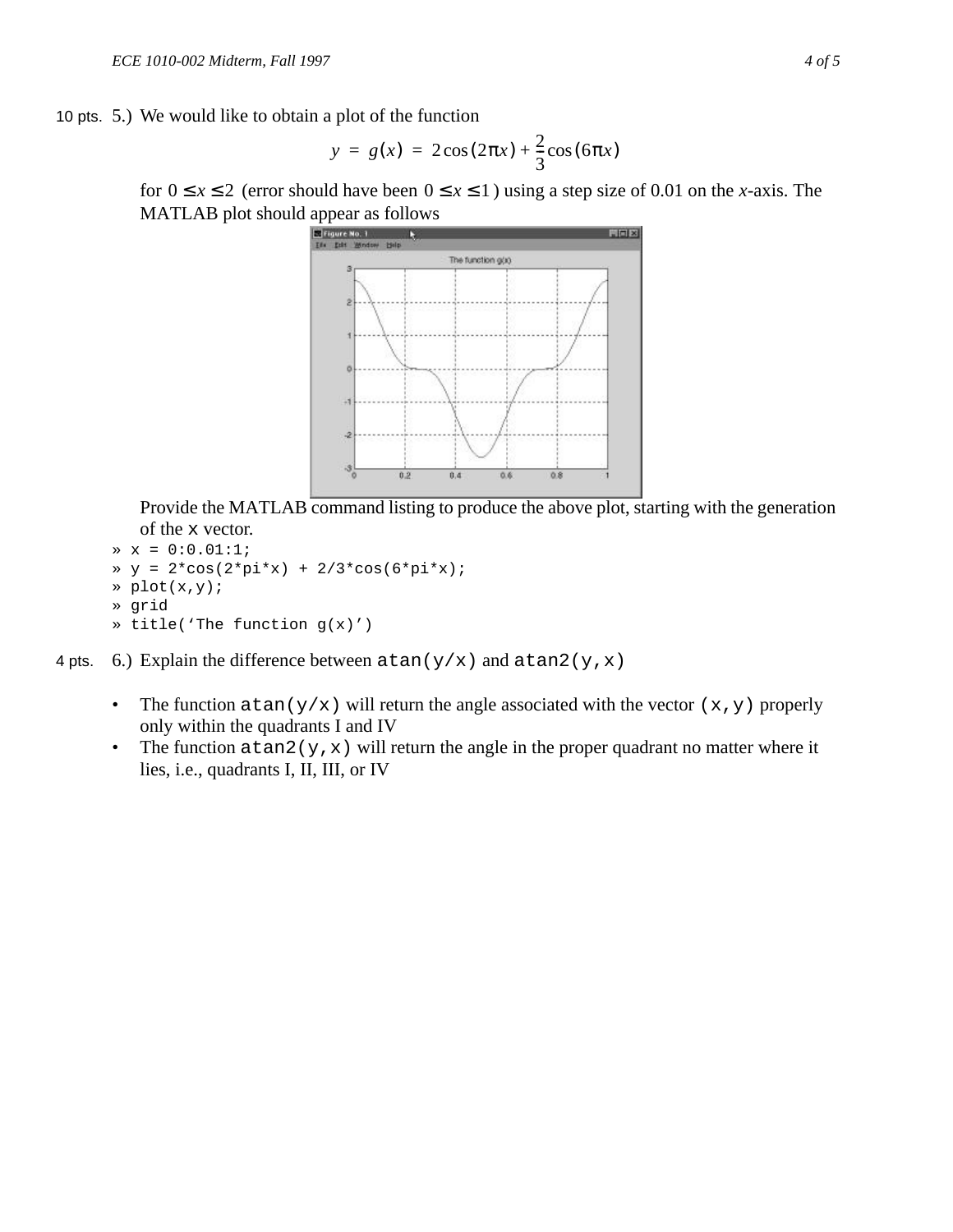10 pts. 5.) We would like to obtain a plot of the function

$$y = g(x) = 2\cos(2\pi x) + \frac{2}{3}\cos(6\pi x)$$

for $0 \le x \le 2$ (error should have been $0 \le x \le 1$) using a step size of 0.01 on the *x*-axis. The MATLAB plot should appear as follows

Provide the MATLAB command listing to produce the above plot, starting with the generation of the `x` vector.

```
» x = 0:0.01:1;
» y = 2*cos(2*pi*x) + 2/3*cos(6*pi*x);
» plot(x,y);
» grid
» title('The function g(x)')
```

4 pts. 6.) Explain the difference between `atan(y/x)` and `atan2(y,x)`

- The function `atan(y/x)` will return the angle associated with the vector `(x,y)` properly only within the quadrants I and IV
- The function `atan2(y,x)` will return the angle in the proper quadrant no matter where it lies, i.e., quadrants I, II, III, or IV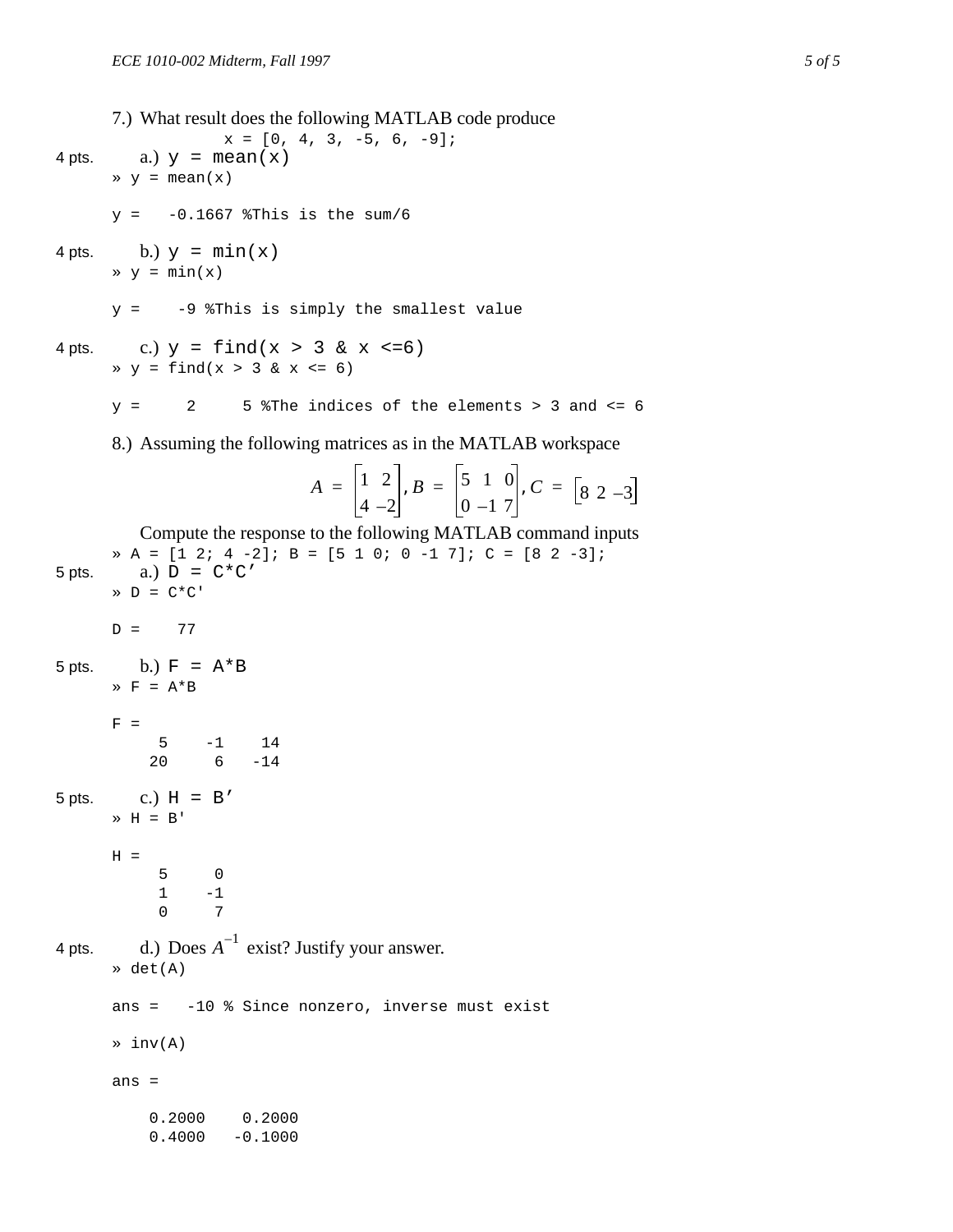7.) What result does the following MATLAB code produce

```
x = [0, 4, 3, -5, 6, -9];
```

4 pts. a.) `y = mean(x)`

```
» y = mean(x)

y =   -0.1667 %This is the sum/6
```

4 pts. b.) `y = min(x)`

```
» y = min(x)

y =    -9 %This is simply the smallest value
```

4 pts. c.) `y = find(x > 3 & x <=6)`

```
» y = find(x > 3 & x <= 6)

y =     2     5 %The indices of the elements > 3 and <= 6
```

8.) Assuming the following matrices as in the MATLAB workspace

$$A = \begin{bmatrix} 1 & 2 \\ 4 & -2 \end{bmatrix}, B = \begin{bmatrix} 5 & 1 & 0 \\ 0 & -1 & 7 \end{bmatrix}, C = \begin{bmatrix} 8 & 2 & -3 \end{bmatrix}$$

Compute the response to the following MATLAB command inputs

```
» A = [1 2; 4 -2]; B = [5 1 0; 0 -1 7]; C = [8 2 -3];
```

5 pts. a.) `D = C*C’`

```
» D = C*C'

D =    77
```

5 pts. b.) `F = A*B`

```
» F = A*B

F =
     5    -1    14
    20     6   -14
```

5 pts. c.) `H = B’`

```
» H = B'

H =
     5     0
     1    -1
     0     7
```

4 pts. d.) Does $A^{-1}$ exist? Justify your answer.

```
» det(A)

ans =   -10 % Since nonzero, inverse must exist

» inv(A)

ans =

    0.2000    0.2000
    0.4000   -0.1000
```